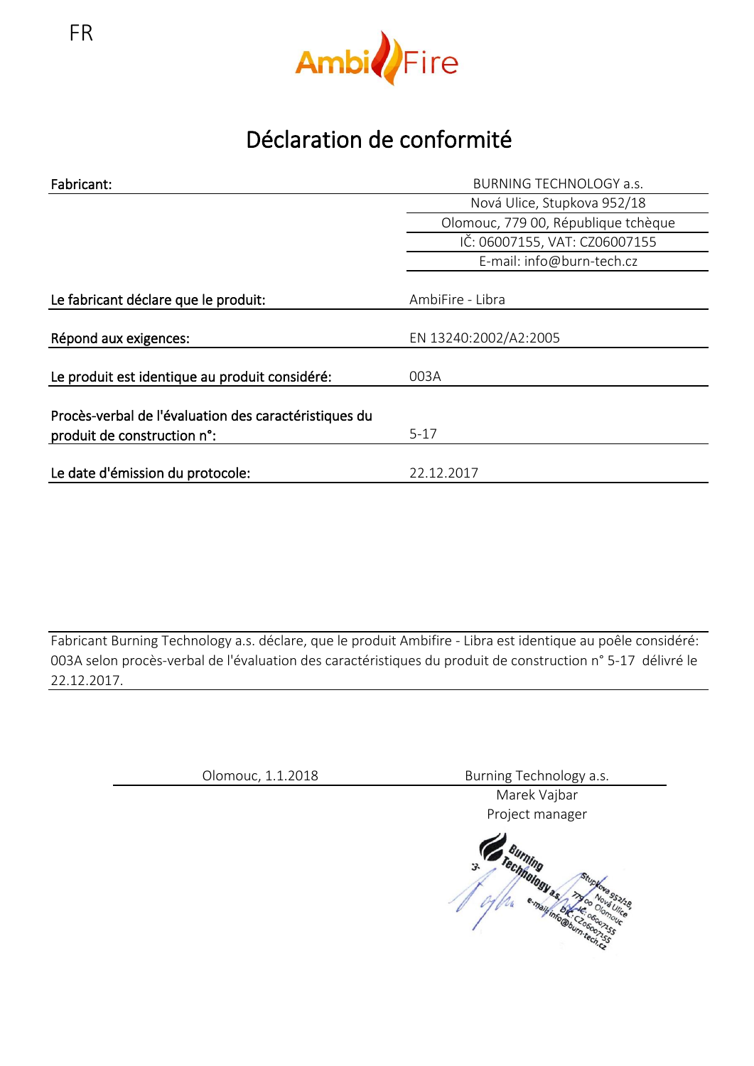FR

AmbiFire

# Déclaration de conformité

| | |
|---|---|
| **Fabricant:** | BURNING TECHNOLOGY a.s. |
| | Nová Ulice, Stupkova 952/18 |
| | Olomouc, 779 00, République tchèque |
| | IČ: 06007155, VAT: CZ06007155 |
| | E-mail: info@burn-tech.cz |
| **Le fabricant déclare que le produit:** | AmbiFire - Libra |
| **Répond aux exigences:** | EN 13240:2002/A2:2005 |
| **Le produit est identique au produit considéré:** | 003A |
| **Procès-verbal de l'évaluation des caractéristiques du produit de construction n°:** | 5-17 |
| **Le date d'émission du protocole:** | 22.12.2017 |

Fabricant Burning Technology a.s. déclare, que le produit Ambifire - Libra est identique au poêle considéré: 003A selon procès-verbal de l'évaluation des caractéristiques du produit de construction n° 5-17 délivré le 22.12.2017.

Olomouc, 1.1.2018

Burning Technology a.s.
Marek Vajbar
Project manager

Burning Technology a.s.
Stupkova 952/18, Nová Ulice
779 00 Olomouc
IČ: 06007155
DIČ: CZ06007155
e-mail: info@burn-tech.cz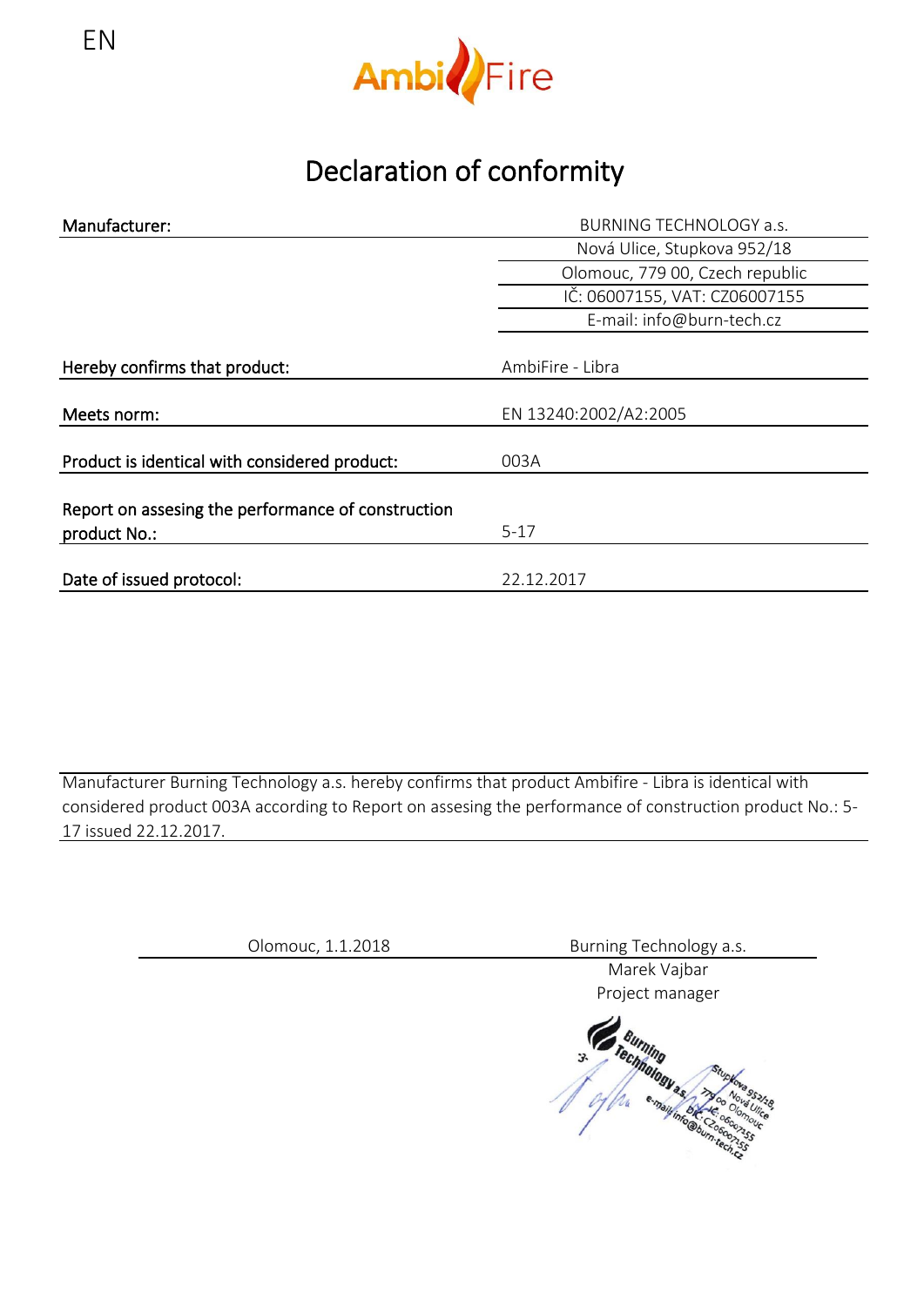EN

AmbiFire

# Declaration of conformity

| Manufacturer: | BURNING TECHNOLOGY a.s. |
|---|---|
| | Nová Ulice, Stupkova 952/18 |
| | Olomouc, 779 00, Czech republic |
| | IČ: 06007155, VAT: CZ06007155 |
| | E-mail: info@burn-tech.cz |
| Hereby confirms that product: | AmbiFire - Libra |
| Meets norm: | EN 13240:2002/A2:2005 |
| Product is identical with considered product: | 003A |
| Report on assesing the performance of construction product No.: | 5-17 |
| Date of issued protocol: | 22.12.2017 |

Manufacturer Burning Technology a.s. hereby confirms that product Ambifire - Libra is identical with considered product 003A according to Report on assesing the performance of construction product No.: 5-17 issued 22.12.2017.

Olomouc, 1.1.2018

Burning Technology a.s.
Marek Vajbar
Project manager

Burning Technology a.s., Stupkova 952/18, 779 00 Nová Ulice Olomouc, IČ: 06007155, DIČ: CZ06007155, e-mail: info@burn-tech.cz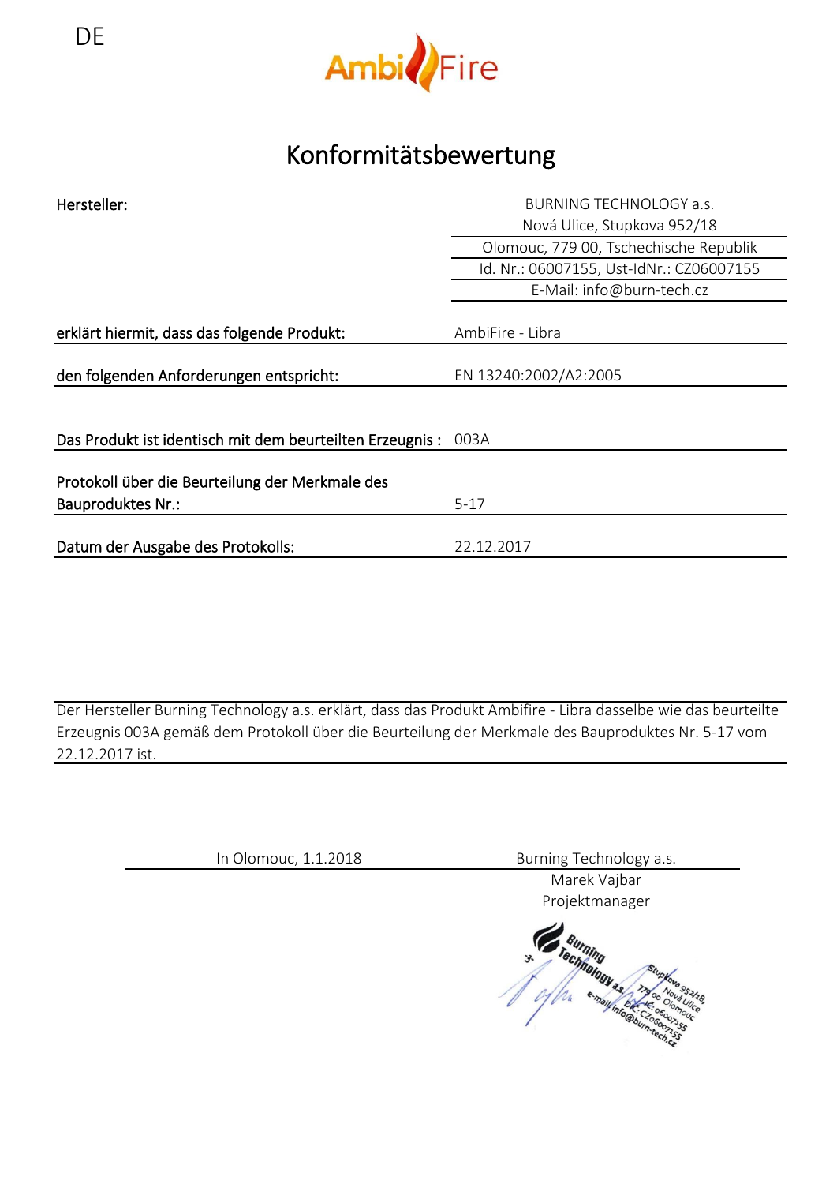DE

AmbiFire

# Konformitätsbewertung

| | |
|---|---|
| **Hersteller:** | BURNING TECHNOLOGY a.s. |
| | Nová Ulice, Stupkova 952/18 |
| | Olomouc, 779 00, Tschechische Republik |
| | Id. Nr.: 06007155, Ust-IdNr.: CZ06007155 |
| | E-Mail: info@burn-tech.cz |
| **erklärt hiermit, dass das folgende Produkt:** | AmbiFire - Libra |
| **den folgenden Anforderungen entspricht:** | EN 13240:2002/A2:2005 |
| **Das Produkt ist identisch mit dem beurteilten Erzeugnis :** | 003A |
| **Protokoll über die Beurteilung der Merkmale des Bauproduktes Nr.:** | 5-17 |
| **Datum der Ausgabe des Protokolls:** | 22.12.2017 |

Der Hersteller Burning Technology a.s. erklärt, dass das Produkt Ambifire - Libra dasselbe wie das beurteilte Erzeugnis 003A gemäß dem Protokoll über die Beurteilung der Merkmale des Bauproduktes Nr. 5-17 vom 22.12.2017 ist.

In Olomouc, 1.1.2018

Burning Technology a.s.
Marek Vajbar
Projektmanager

Burning Technology a.s.
Stupkova 952/18, Nová Ulice
779 00 Olomouc
IČ: 06007155
DIČ: CZ06007155
e-mail: info@burn-tech.cz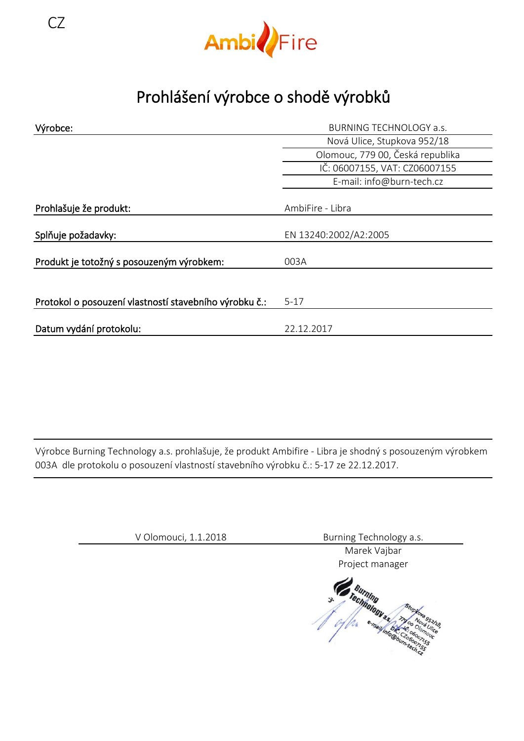CZ

AmbiFire

# Prohlášení výrobce o shodě výrobků

| | |
|---|---|
| Výrobce: | BURNING TECHNOLOGY a.s. |
| | Nová Ulice, Stupkova 952/18 |
| | Olomouc, 779 00, Česká republika |
| | IČ: 06007155, VAT: CZ06007155 |
| | E-mail: info@burn-tech.cz |
| Prohlašuje že produkt: | AmbiFire - Libra |
| Splňuje požadavky: | EN 13240:2002/A2:2005 |
| Produkt je totožný s posouzeným výrobkem: | 003A |
| Protokol o posouzení vlastností stavebního výrobku č.: | 5-17 |
| Datum vydání protokolu: | 22.12.2017 |

Výrobce Burning Technology a.s. prohlašuje, že produkt Ambifire - Libra je shodný s posouzeným výrobkem 003A dle protokolu o posouzení vlastností stavebního výrobku č.: 5-17 ze 22.12.2017.

V Olomouci, 1.1.2018

Burning Technology a.s.
Marek Vajbar
Project manager

Burning Technology a.s. Stupkova 952/18, 779 00 Nová Ulice Olomouc, IČ: 06007155, DIČ: CZ06007155, e-mail: info@burn-tech.cz